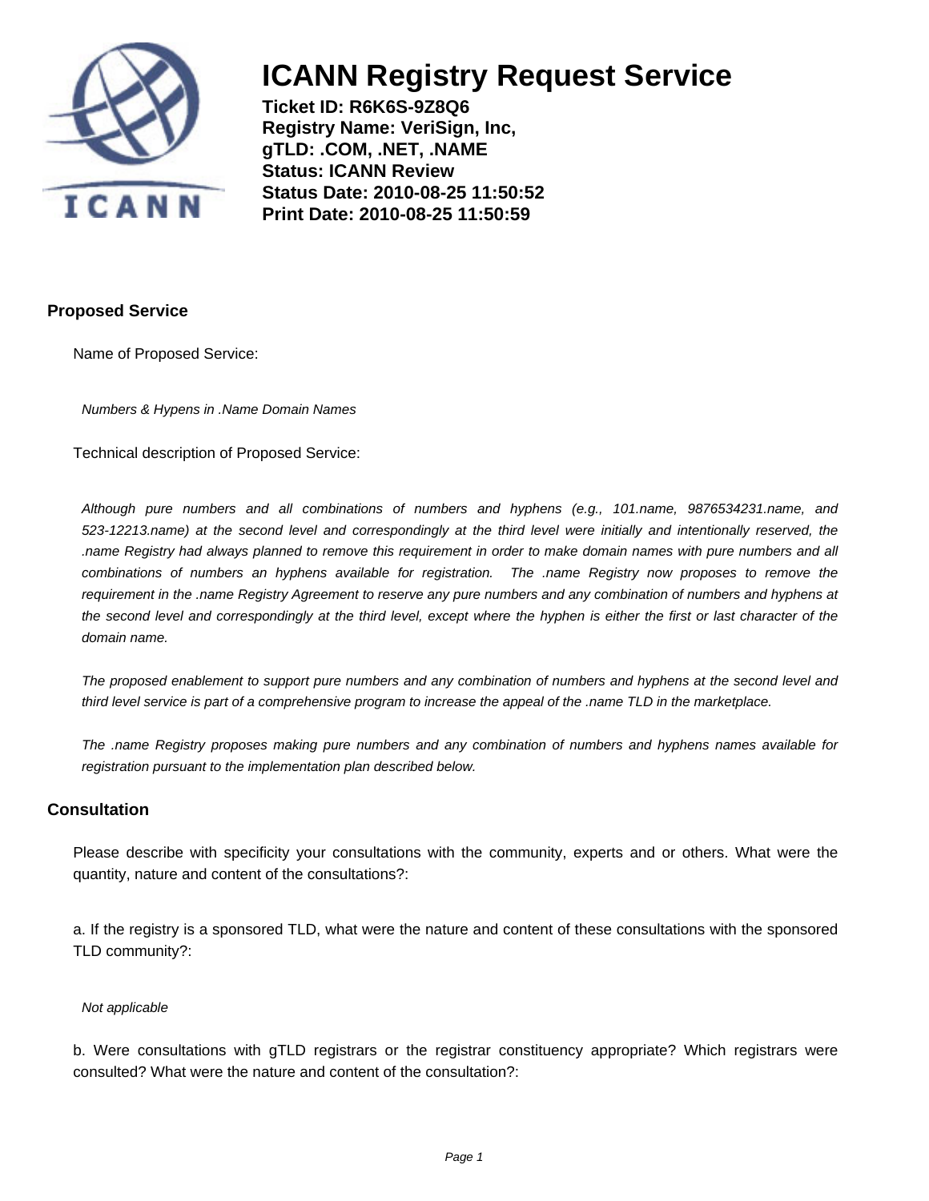# ICANN Registry Request Service

**Ticket ID: R6K6S-9Z8Q6**
**Registry Name: VeriSign, Inc,**
**gTLD: .COM, .NET, .NAME**
**Status: ICANN Review**
**Status Date: 2010-08-25 11:50:52**
**Print Date: 2010-08-25 11:50:59**

## Proposed Service

Name of Proposed Service:

*Numbers & Hypens in .Name Domain Names*

Technical description of Proposed Service:

*Although pure numbers and all combinations of numbers and hyphens (e.g., 101.name, 9876534231.name, and 523-12213.name) at the second level and correspondingly at the third level were initially and intentionally reserved, the .name Registry had always planned to remove this requirement in order to make domain names with pure numbers and all combinations of numbers an hyphens available for registration. The .name Registry now proposes to remove the requirement in the .name Registry Agreement to reserve any pure numbers and any combination of numbers and hyphens at the second level and correspondingly at the third level, except where the hyphen is either the first or last character of the domain name.*

*The proposed enablement to support pure numbers and any combination of numbers and hyphens at the second level and third level service is part of a comprehensive program to increase the appeal of the .name TLD in the marketplace.*

*The .name Registry proposes making pure numbers and any combination of numbers and hyphens names available for registration pursuant to the implementation plan described below.*

## Consultation

Please describe with specificity your consultations with the community, experts and or others. What were the quantity, nature and content of the consultations?:

a. If the registry is a sponsored TLD, what were the nature and content of these consultations with the sponsored TLD community?:

*Not applicable*

b. Were consultations with gTLD registrars or the registrar constituency appropriate? Which registrars were consulted? What were the nature and content of the consultation?: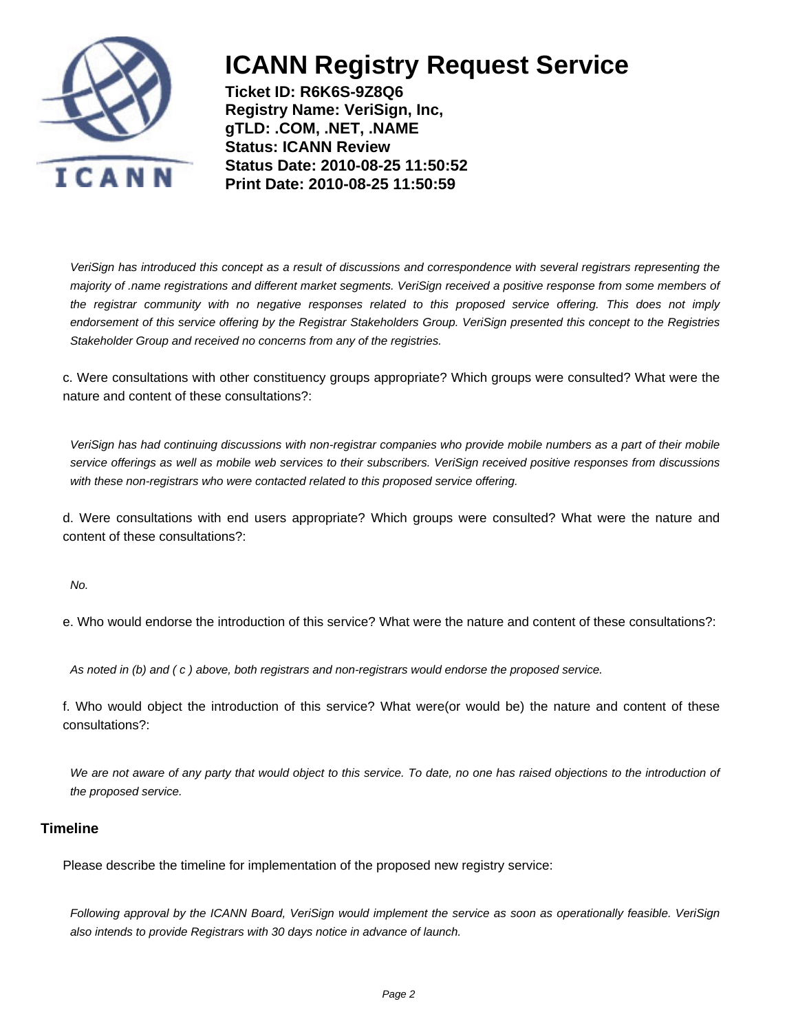*VeriSign has introduced this concept as a result of discussions and correspondence with several registrars representing the majority of .name registrations and different market segments. VeriSign received a positive response from some members of the registrar community with no negative responses related to this proposed service offering. This does not imply endorsement of this service offering by the Registrar Stakeholders Group. VeriSign presented this concept to the Registries Stakeholder Group and received no concerns from any of the registries.*

c. Were consultations with other constituency groups appropriate? Which groups were consulted? What were the nature and content of these consultations?:

*VeriSign has had continuing discussions with non-registrar companies who provide mobile numbers as a part of their mobile service offerings as well as mobile web services to their subscribers. VeriSign received positive responses from discussions with these non-registrars who were contacted related to this proposed service offering.*

d. Were consultations with end users appropriate? Which groups were consulted? What were the nature and content of these consultations?:

*No.*

e. Who would endorse the introduction of this service? What were the nature and content of these consultations?:

*As noted in (b) and ( c ) above, both registrars and non-registrars would endorse the proposed service.*

f. Who would object the introduction of this service? What were(or would be) the nature and content of these consultations?:

*We are not aware of any party that would object to this service. To date, no one has raised objections to the introduction of the proposed service.*

## Timeline

Please describe the timeline for implementation of the proposed new registry service:

*Following approval by the ICANN Board, VeriSign would implement the service as soon as operationally feasible. VeriSign also intends to provide Registrars with 30 days notice in advance of launch.*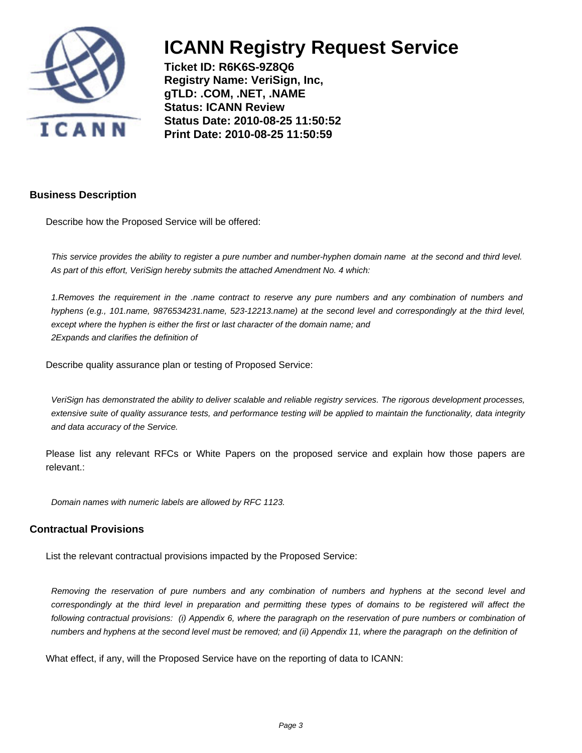# ICANN Registry Request Service

**Ticket ID: R6K6S-9Z8Q6**
**Registry Name: VeriSign, Inc,**
**gTLD: .COM, .NET, .NAME**
**Status: ICANN Review**
**Status Date: 2010-08-25 11:50:52**
**Print Date: 2010-08-25 11:50:59**

## Business Description

Describe how the Proposed Service will be offered:

*This service provides the ability to register a pure number and number-hyphen domain name at the second and third level. As part of this effort, VeriSign hereby submits the attached Amendment No. 4 which:*

*1.Removes the requirement in the .name contract to reserve any pure numbers and any combination of numbers and hyphens (e.g., 101.name, 9876534231.name, 523-12213.name) at the second level and correspondingly at the third level, except where the hyphen is either the first or last character of the domain name; and*
*2Expands and clarifies the definition of*

Describe quality assurance plan or testing of Proposed Service:

*VeriSign has demonstrated the ability to deliver scalable and reliable registry services. The rigorous development processes, extensive suite of quality assurance tests, and performance testing will be applied to maintain the functionality, data integrity and data accuracy of the Service.*

Please list any relevant RFCs or White Papers on the proposed service and explain how those papers are relevant.:

*Domain names with numeric labels are allowed by RFC 1123.*

## Contractual Provisions

List the relevant contractual provisions impacted by the Proposed Service:

*Removing the reservation of pure numbers and any combination of numbers and hyphens at the second level and correspondingly at the third level in preparation and permitting these types of domains to be registered will affect the following contractual provisions: (i) Appendix 6, where the paragraph on the reservation of pure numbers or combination of numbers and hyphens at the second level must be removed; and (ii) Appendix 11, where the paragraph on the definition of*

What effect, if any, will the Proposed Service have on the reporting of data to ICANN: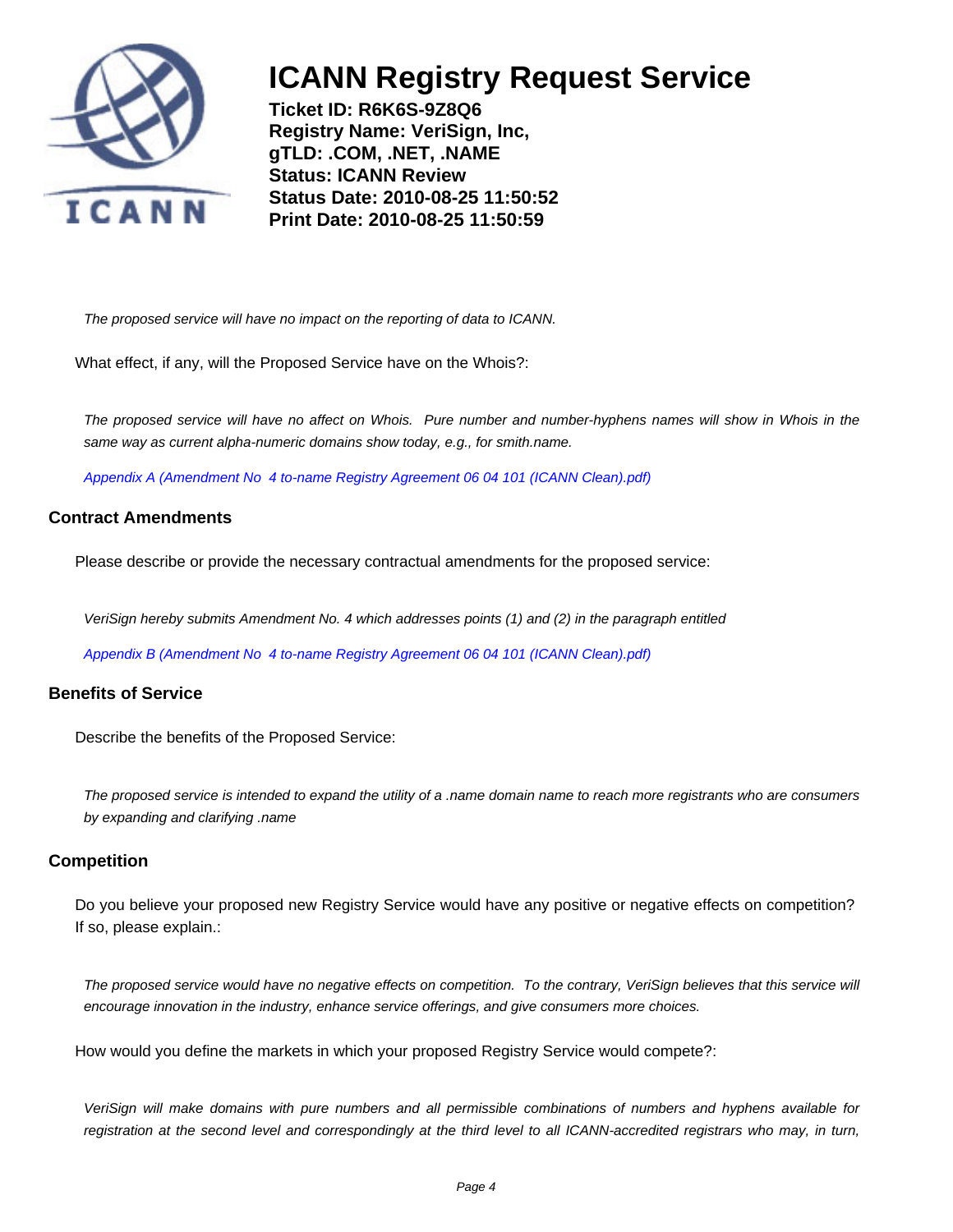*The proposed service will have no impact on the reporting of data to ICANN.*

What effect, if any, will the Proposed Service have on the Whois?:

*The proposed service will have no affect on Whois. Pure number and number-hyphens names will show in Whois in the same way as current alpha-numeric domains show today, e.g., for smith.name.*

*Appendix A (Amendment No 4 to-name Registry Agreement 06 04 101 (ICANN Clean).pdf)*

### Contract Amendments

Please describe or provide the necessary contractual amendments for the proposed service:

*VeriSign hereby submits Amendment No. 4 which addresses points (1) and (2) in the paragraph entitled*

*Appendix B (Amendment No 4 to-name Registry Agreement 06 04 101 (ICANN Clean).pdf)*

### Benefits of Service

Describe the benefits of the Proposed Service:

*The proposed service is intended to expand the utility of a .name domain name to reach more registrants who are consumers by expanding and clarifying .name*

### Competition

Do you believe your proposed new Registry Service would have any positive or negative effects on competition? If so, please explain.:

*The proposed service would have no negative effects on competition. To the contrary, VeriSign believes that this service will encourage innovation in the industry, enhance service offerings, and give consumers more choices.*

How would you define the markets in which your proposed Registry Service would compete?:

*VeriSign will make domains with pure numbers and all permissible combinations of numbers and hyphens available for registration at the second level and correspondingly at the third level to all ICANN-accredited registrars who may, in turn,*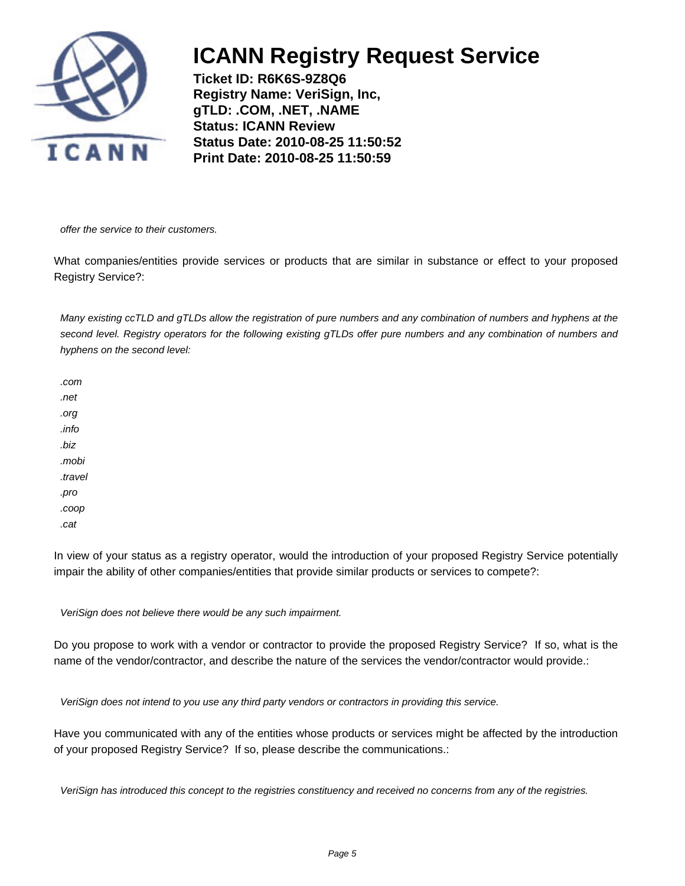*offer the service to their customers.*

What companies/entities provide services or products that are similar in substance or effect to your proposed Registry Service?:

*Many existing ccTLD and gTLDs allow the registration of pure numbers and any combination of numbers and hyphens at the second level. Registry operators for the following existing gTLDs offer pure numbers and any combination of numbers and hyphens on the second level:*

*.com*
*.net*
*.org*
*.info*
*.biz*
*.mobi*
*.travel*
*.pro*
*.coop*
*.cat*

In view of your status as a registry operator, would the introduction of your proposed Registry Service potentially impair the ability of other companies/entities that provide similar products or services to compete?:

*VeriSign does not believe there would be any such impairment.*

Do you propose to work with a vendor or contractor to provide the proposed Registry Service? If so, what is the name of the vendor/contractor, and describe the nature of the services the vendor/contractor would provide.:

*VeriSign does not intend to you use any third party vendors or contractors in providing this service.*

Have you communicated with any of the entities whose products or services might be affected by the introduction of your proposed Registry Service? If so, please describe the communications.:

*VeriSign has introduced this concept to the registries constituency and received no concerns from any of the registries.*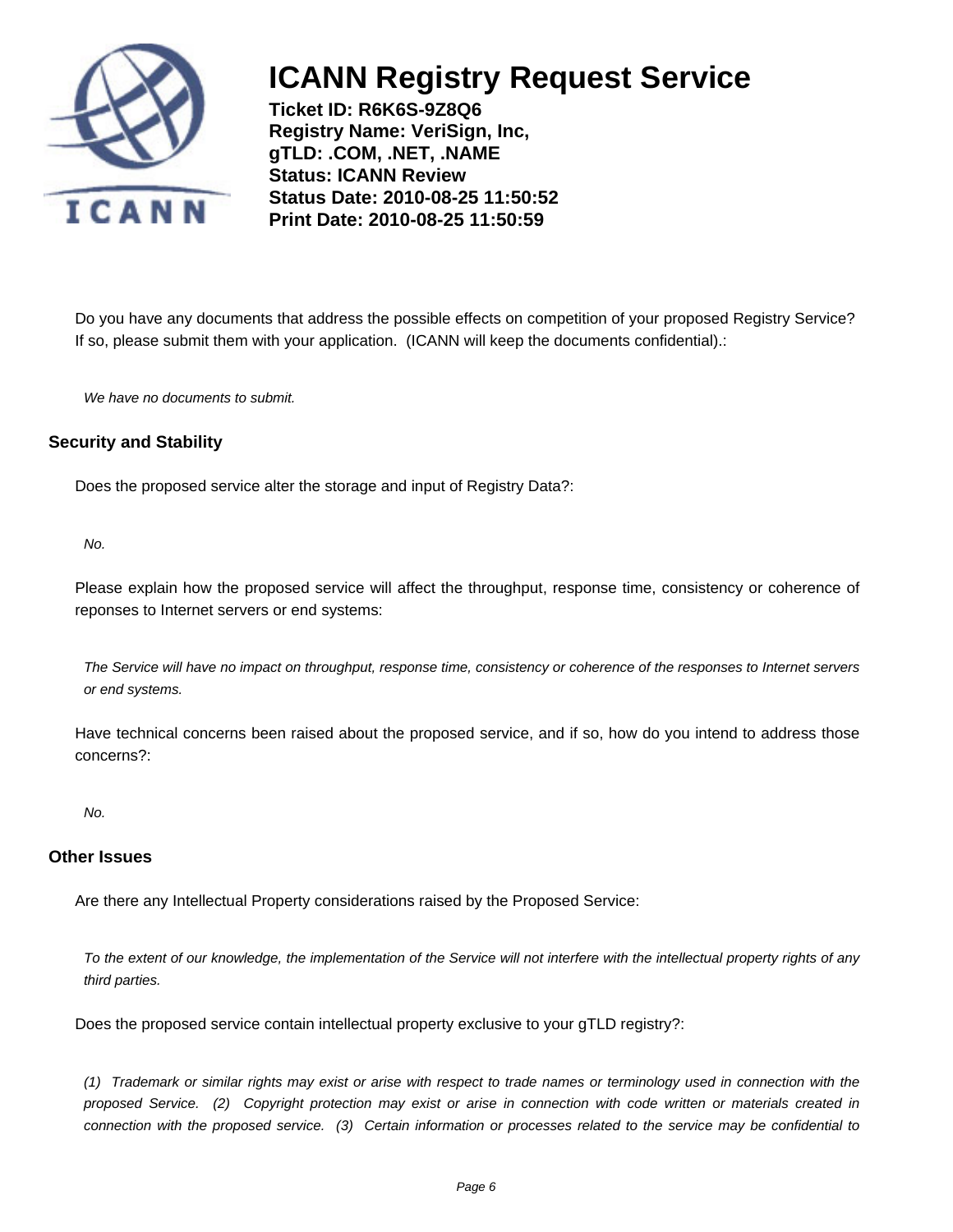Do you have any documents that address the possible effects on competition of your proposed Registry Service? If so, please submit them with your application. (ICANN will keep the documents confidential).:

*We have no documents to submit.*

### Security and Stability

Does the proposed service alter the storage and input of Registry Data?:

*No.*

Please explain how the proposed service will affect the throughput, response time, consistency or coherence of reponses to Internet servers or end systems:

*The Service will have no impact on throughput, response time, consistency or coherence of the responses to Internet servers or end systems.*

Have technical concerns been raised about the proposed service, and if so, how do you intend to address those concerns?:

*No.*

### Other Issues

Are there any Intellectual Property considerations raised by the Proposed Service:

*To the extent of our knowledge, the implementation of the Service will not interfere with the intellectual property rights of any third parties.*

Does the proposed service contain intellectual property exclusive to your gTLD registry?:

*(1) Trademark or similar rights may exist or arise with respect to trade names or terminology used in connection with the proposed Service. (2) Copyright protection may exist or arise in connection with code written or materials created in connection with the proposed service. (3) Certain information or processes related to the service may be confidential to*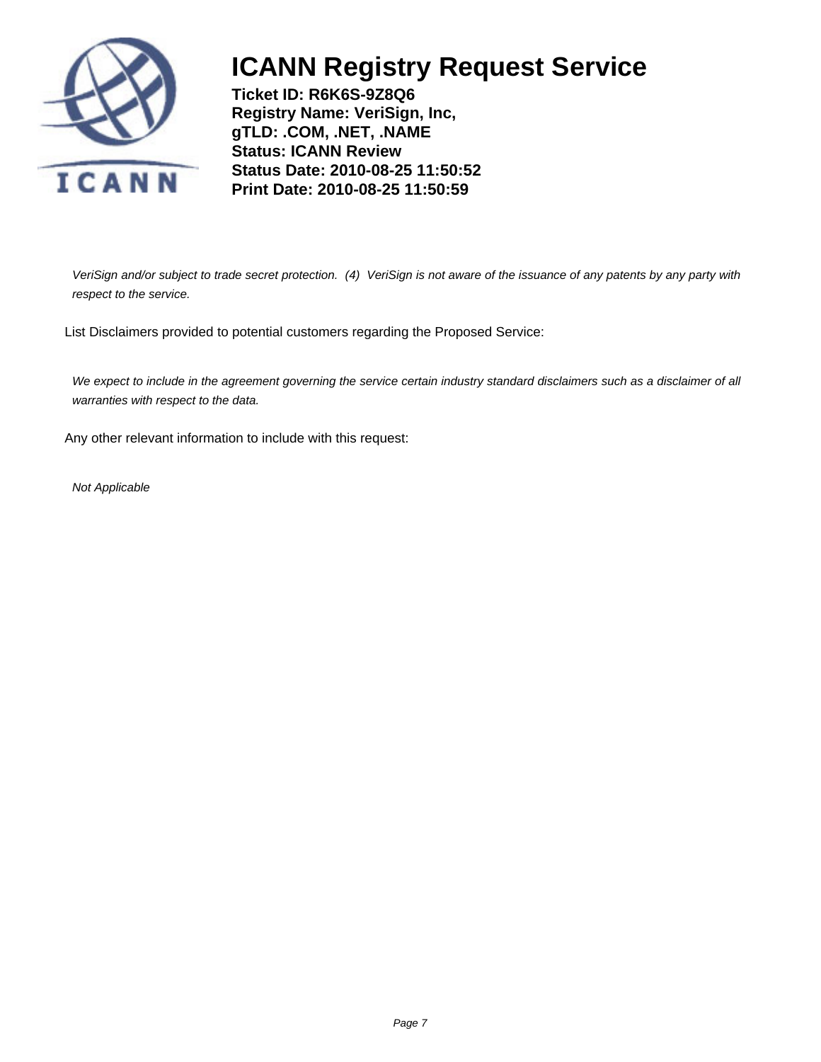*VeriSign and/or subject to trade secret protection. (4) VeriSign is not aware of the issuance of any patents by any party with respect to the service.*

List Disclaimers provided to potential customers regarding the Proposed Service:

*We expect to include in the agreement governing the service certain industry standard disclaimers such as a disclaimer of all warranties with respect to the data.*

Any other relevant information to include with this request:

*Not Applicable*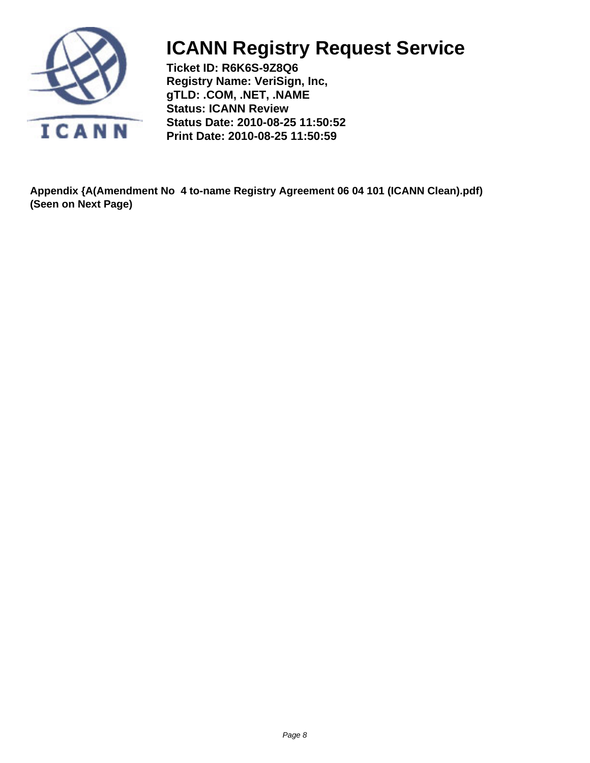# ICANN Registry Request Service

**Ticket ID: R6K6S-9Z8Q6**
**Registry Name: VeriSign, Inc,**
**gTLD: .COM, .NET, .NAME**
**Status: ICANN Review**
**Status Date: 2010-08-25 11:50:52**
**Print Date: 2010-08-25 11:50:59**

**Appendix {A(Amendment No 4 to-name Registry Agreement 06 04 101 (ICANN Clean).pdf) (Seen on Next Page)**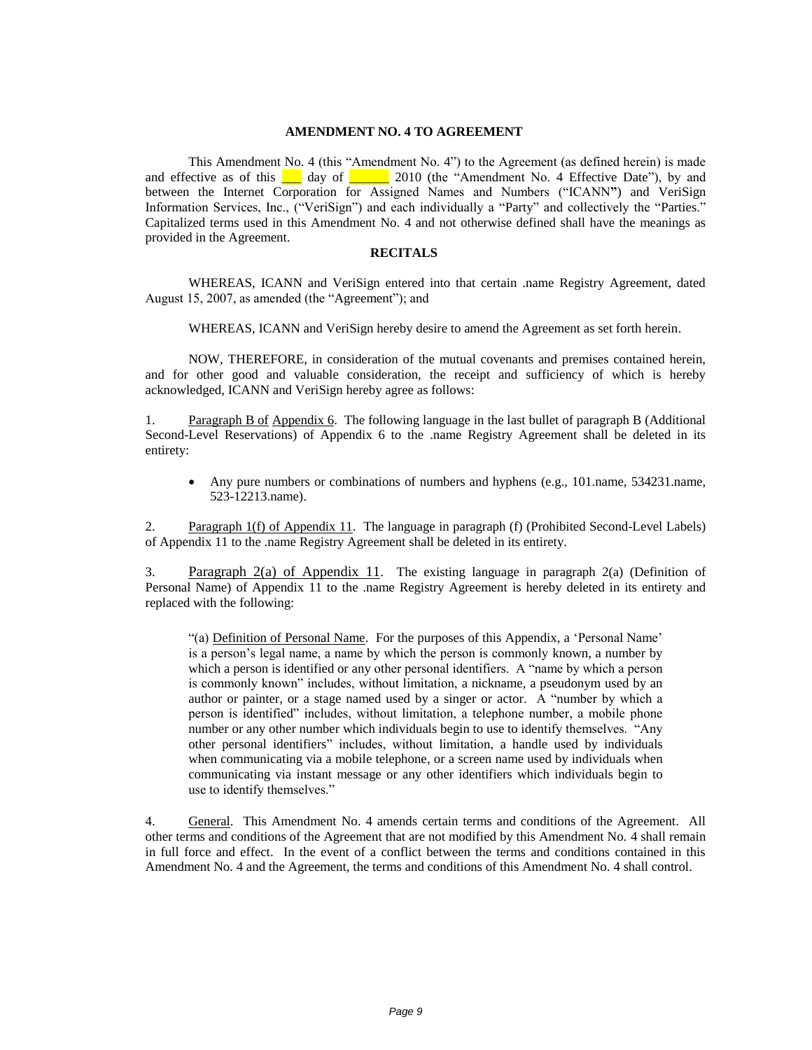**AMENDMENT NO. 4 TO AGREEMENT**

This Amendment No. 4 (this "Amendment No. 4") to the Agreement (as defined herein) is made and effective as of this ___ day of ______ 2010 (the "Amendment No. 4 Effective Date"), by and between the Internet Corporation for Assigned Names and Numbers ("ICANN") and VeriSign Information Services, Inc., ("VeriSign") and each individually a "Party" and collectively the "Parties." Capitalized terms used in this Amendment No. 4 and not otherwise defined shall have the meanings as provided in the Agreement.

**RECITALS**

WHEREAS, ICANN and VeriSign entered into that certain .name Registry Agreement, dated August 15, 2007, as amended (the "Agreement"); and

WHEREAS, ICANN and VeriSign hereby desire to amend the Agreement as set forth herein.

NOW, THEREFORE, in consideration of the mutual covenants and premises contained herein, and for other good and valuable consideration, the receipt and sufficiency of which is hereby acknowledged, ICANN and VeriSign hereby agree as follows:

1. Paragraph B of Appendix 6. The following language in the last bullet of paragraph B (Additional Second-Level Reservations) of Appendix 6 to the .name Registry Agreement shall be deleted in its entirety:

   - Any pure numbers or combinations of numbers and hyphens (e.g., 101.name, 534231.name, 523-12213.name).

2. Paragraph 1(f) of Appendix 11. The language in paragraph (f) (Prohibited Second-Level Labels) of Appendix 11 to the .name Registry Agreement shall be deleted in its entirety.

3. Paragraph 2(a) of Appendix 11. The existing language in paragraph 2(a) (Definition of Personal Name) of Appendix 11 to the .name Registry Agreement is hereby deleted in its entirety and replaced with the following:

   "(a) Definition of Personal Name. For the purposes of this Appendix, a 'Personal Name' is a person's legal name, a name by which the person is commonly known, a number by which a person is identified or any other personal identifiers. A "name by which a person is commonly known" includes, without limitation, a nickname, a pseudonym used by an author or painter, or a stage named used by a singer or actor. A "number by which a person is identified" includes, without limitation, a telephone number, a mobile phone number or any other number which individuals begin to use to identify themselves. "Any other personal identifiers" includes, without limitation, a handle used by individuals when communicating via a mobile telephone, or a screen name used by individuals when communicating via instant message or any other identifiers which individuals begin to use to identify themselves."

4. General. This Amendment No. 4 amends certain terms and conditions of the Agreement. All other terms and conditions of the Agreement that are not modified by this Amendment No. 4 shall remain in full force and effect. In the event of a conflict between the terms and conditions contained in this Amendment No. 4 and the Agreement, the terms and conditions of this Amendment No. 4 shall control.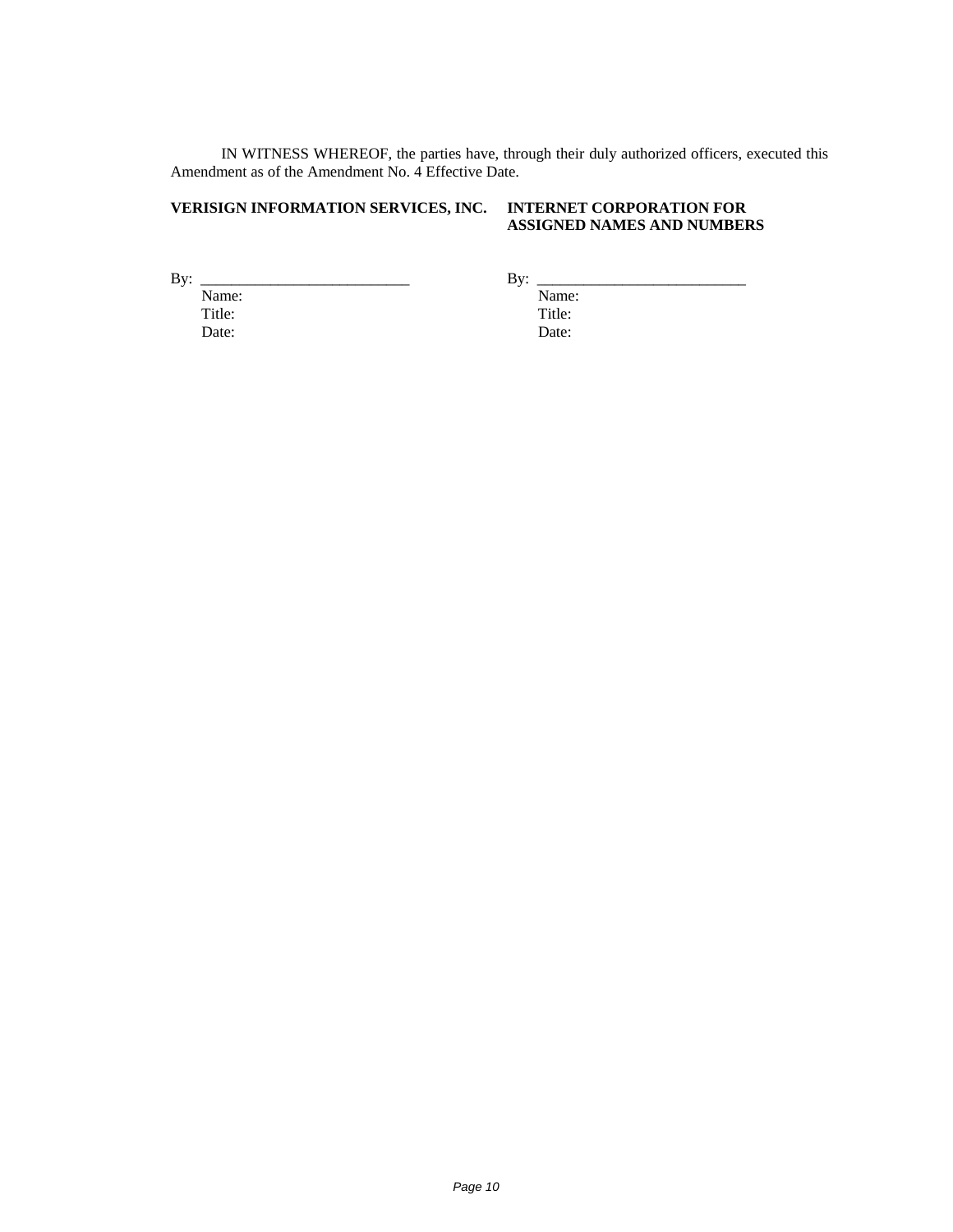IN WITNESS WHEREOF, the parties have, through their duly authorized officers, executed this Amendment as of the Amendment No. 4 Effective Date.

| **VERISIGN INFORMATION SERVICES, INC.** | **INTERNET CORPORATION FOR ASSIGNED NAMES AND NUMBERS** |
| --- | --- |
| By: ___________________________ | By: ___________________________ |
| Name: | Name: |
| Title: | Title: |
| Date: | Date: |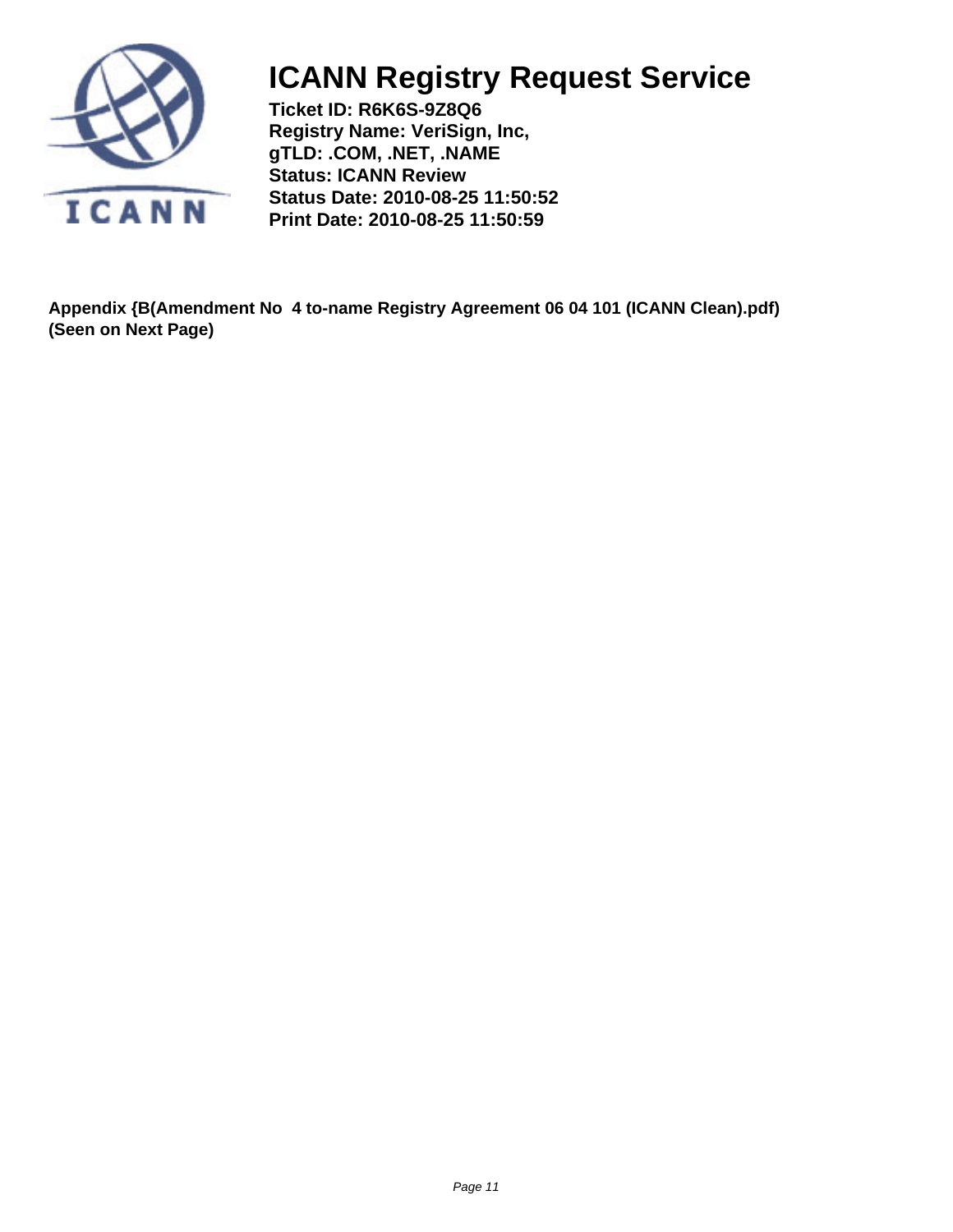# ICANN Registry Request Service

**Ticket ID: R6K6S-9Z8Q6**
**Registry Name: VeriSign, Inc,**
**gTLD: .COM, .NET, .NAME**
**Status: ICANN Review**
**Status Date: 2010-08-25 11:50:52**
**Print Date: 2010-08-25 11:50:59**

**Appendix {B(Amendment No 4 to-name Registry Agreement 06 04 101 (ICANN Clean).pdf)**
**(Seen on Next Page)**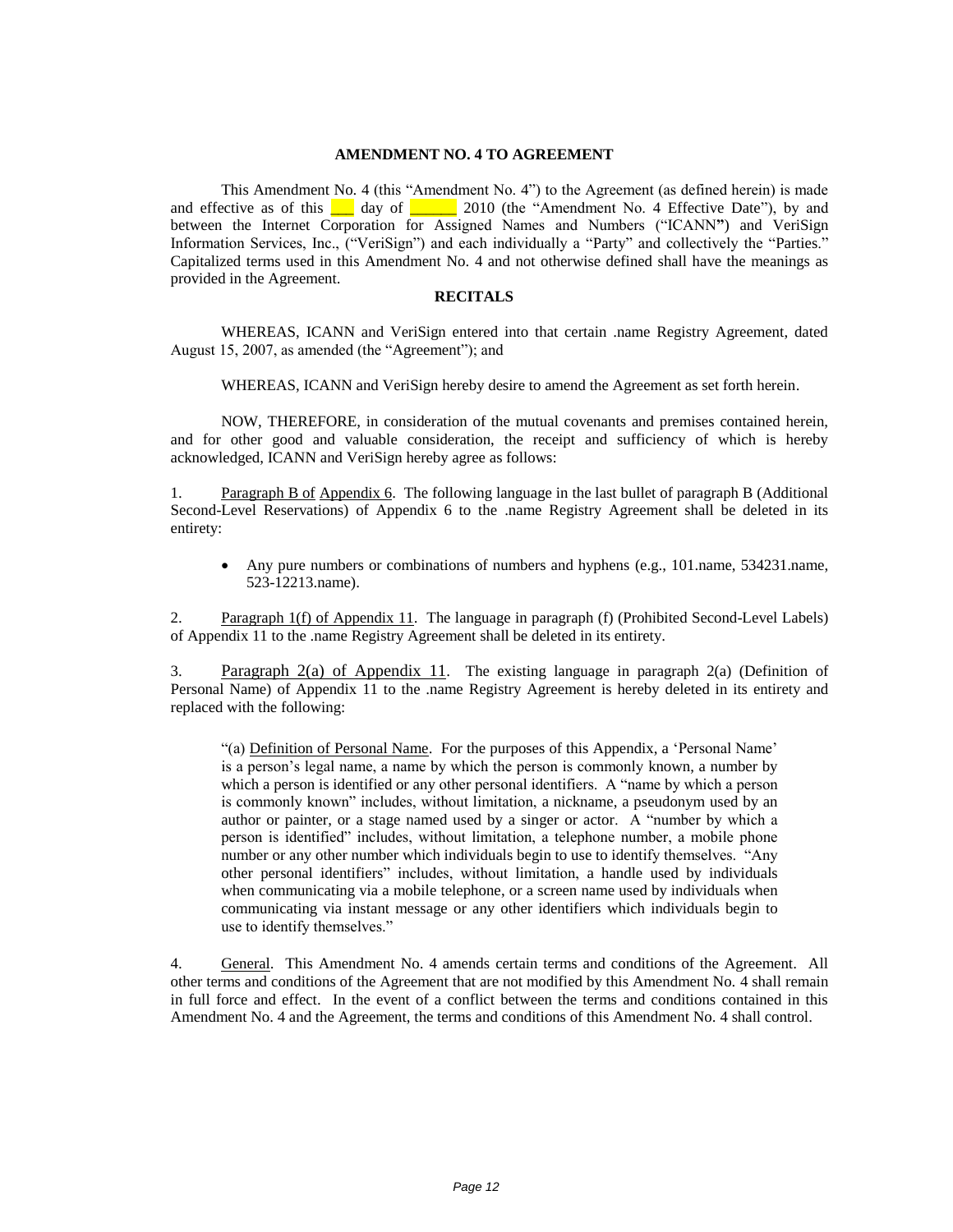**AMENDMENT NO. 4 TO AGREEMENT**

This Amendment No. 4 (this "Amendment No. 4") to the Agreement (as defined herein) is made and effective as of this ___ day of ______ 2010 (the "Amendment No. 4 Effective Date"), by and between the Internet Corporation for Assigned Names and Numbers ("ICANN") and VeriSign Information Services, Inc., ("VeriSign") and each individually a "Party" and collectively the "Parties." Capitalized terms used in this Amendment No. 4 and not otherwise defined shall have the meanings as provided in the Agreement.

**RECITALS**

WHEREAS, ICANN and VeriSign entered into that certain .name Registry Agreement, dated August 15, 2007, as amended (the "Agreement"); and

WHEREAS, ICANN and VeriSign hereby desire to amend the Agreement as set forth herein.

NOW, THEREFORE, in consideration of the mutual covenants and premises contained herein, and for other good and valuable consideration, the receipt and sufficiency of which is hereby acknowledged, ICANN and VeriSign hereby agree as follows:

1. Paragraph B of Appendix 6. The following language in the last bullet of paragraph B (Additional Second-Level Reservations) of Appendix 6 to the .name Registry Agreement shall be deleted in its entirety:

- Any pure numbers or combinations of numbers and hyphens (e.g., 101.name, 534231.name, 523-12213.name).

2. Paragraph 1(f) of Appendix 11. The language in paragraph (f) (Prohibited Second-Level Labels) of Appendix 11 to the .name Registry Agreement shall be deleted in its entirety.

3. Paragraph 2(a) of Appendix 11. The existing language in paragraph 2(a) (Definition of Personal Name) of Appendix 11 to the .name Registry Agreement is hereby deleted in its entirety and replaced with the following:

> "(a) Definition of Personal Name. For the purposes of this Appendix, a 'Personal Name' is a person's legal name, a name by which the person is commonly known, a number by which a person is identified or any other personal identifiers. A "name by which a person is commonly known" includes, without limitation, a nickname, a pseudonym used by an author or painter, or a stage named used by a singer or actor. A "number by which a person is identified" includes, without limitation, a telephone number, a mobile phone number or any other number which individuals begin to use to identify themselves. "Any other personal identifiers" includes, without limitation, a handle used by individuals when communicating via a mobile telephone, or a screen name used by individuals when communicating via instant message or any other identifiers which individuals begin to use to identify themselves."

4. General. This Amendment No. 4 amends certain terms and conditions of the Agreement. All other terms and conditions of the Agreement that are not modified by this Amendment No. 4 shall remain in full force and effect. In the event of a conflict between the terms and conditions contained in this Amendment No. 4 and the Agreement, the terms and conditions of this Amendment No. 4 shall control.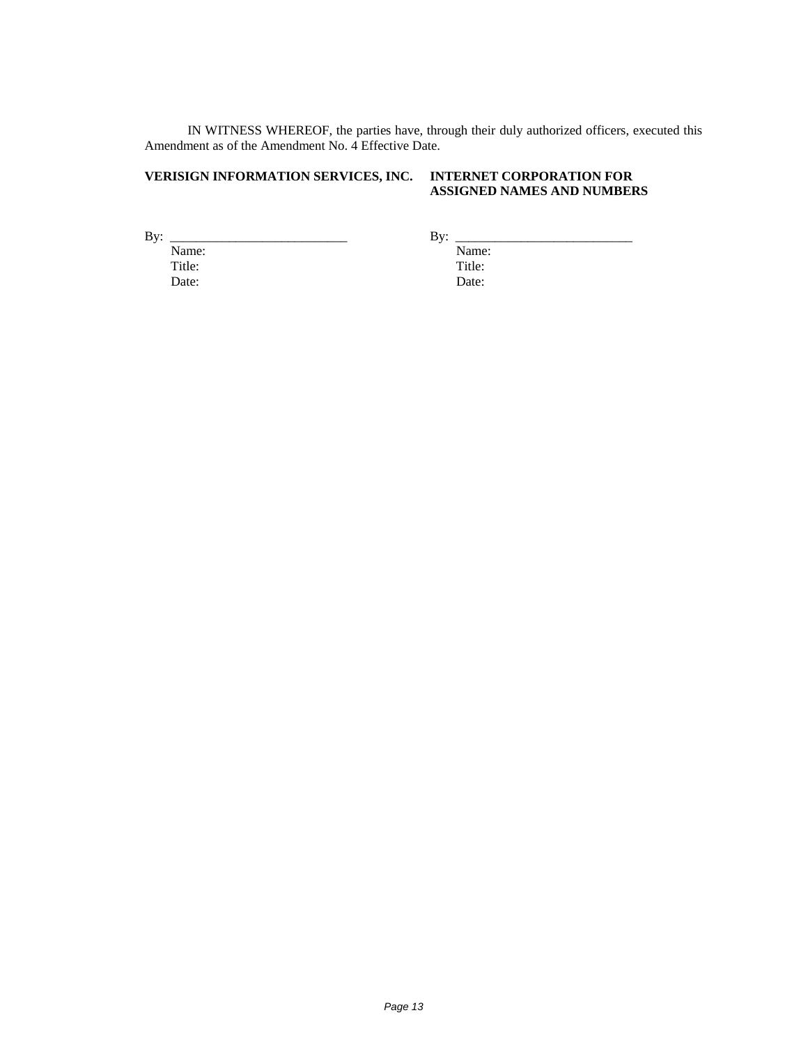IN WITNESS WHEREOF, the parties have, through their duly authorized officers, executed this Amendment as of the Amendment No. 4 Effective Date.

| | |
|---|---|
| **VERISIGN INFORMATION SERVICES, INC.** | **INTERNET CORPORATION FOR ASSIGNED NAMES AND NUMBERS** |
| By: ___________________________ | By: ___________________________ |
| Name: | Name: |
| Title: | Title: |
| Date: | Date: |